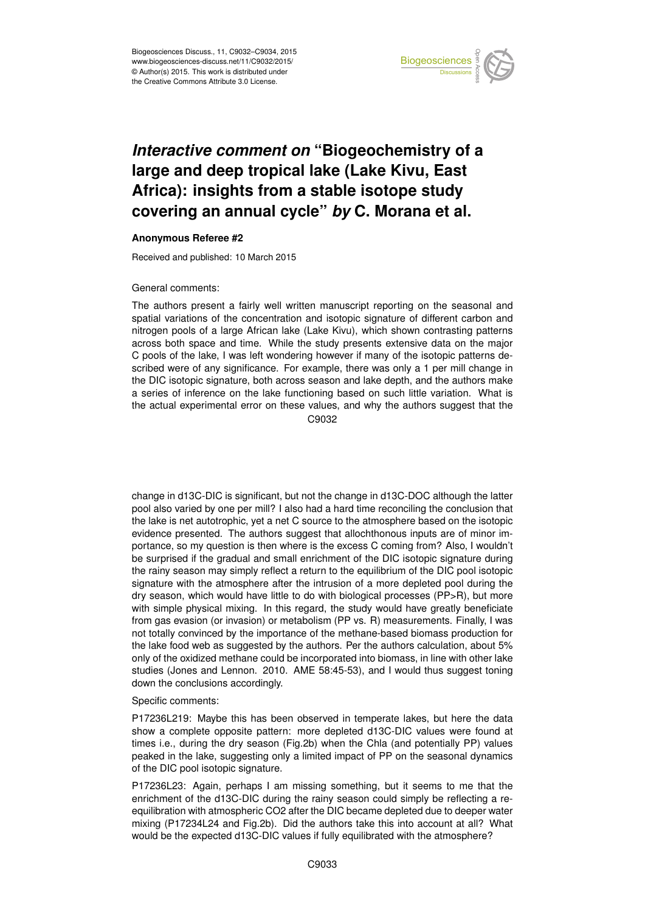# *Interactive comment on* "Biogeochemistry of a large and deep tropical lake (Lake Kivu, East Africa): insights from a stable isotope study covering an annual cycle" *by* C. Morana et al.

**Anonymous Referee #2**

Received and published: 10 March 2015

General comments:

The authors present a fairly well written manuscript reporting on the seasonal and spatial variations of the concentration and isotopic signature of different carbon and nitrogen pools of a large African lake (Lake Kivu), which shown contrasting patterns across both space and time. While the study presents extensive data on the major C pools of the lake, I was left wondering however if many of the isotopic patterns described were of any significance. For example, there was only a 1 per mill change in the DIC isotopic signature, both across season and lake depth, and the authors make a series of inference on the lake functioning based on such little variation. What is the actual experimental error on these values, and why the authors suggest that the change in d13C-DIC is significant, but not the change in d13C-DOC although the latter pool also varied by one per mill? I also had a hard time reconciling the conclusion that the lake is net autotrophic, yet a net C source to the atmosphere based on the isotopic evidence presented. The authors suggest that allochthonous inputs are of minor importance, so my question is then where is the excess C coming from? Also, I wouldn't be surprised if the gradual and small enrichment of the DIC isotopic signature during the rainy season may simply reflect a return to the equilibrium of the DIC pool isotopic signature with the atmosphere after the intrusion of a more depleted pool during the dry season, which would have little to do with biological processes (PP>R), but more with simple physical mixing. In this regard, the study would have greatly beneficiate from gas evasion (or invasion) or metabolism (PP vs. R) measurements. Finally, I was not totally convinced by the importance of the methane-based biomass production for the lake food web as suggested by the authors. Per the authors calculation, about 5% only of the oxidized methane could be incorporated into biomass, in line with other lake studies (Jones and Lennon. 2010. AME 58:45-53), and I would thus suggest toning down the conclusions accordingly.

Specific comments:

P17236L219: Maybe this has been observed in temperate lakes, but here the data show a complete opposite pattern: more depleted d13C-DIC values were found at times i.e., during the dry season (Fig.2b) when the Chla (and potentially PP) values peaked in the lake, suggesting only a limited impact of PP on the seasonal dynamics of the DIC pool isotopic signature.

P17236L23: Again, perhaps I am missing something, but it seems to me that the enrichment of the d13C-DIC during the rainy season could simply be reflecting a re-equilibration with atmospheric CO2 after the DIC became depleted due to deeper water mixing (P17234L24 and Fig.2b). Did the authors take this into account at all? What would be the expected d13C-DIC values if fully equilibrated with the atmosphere?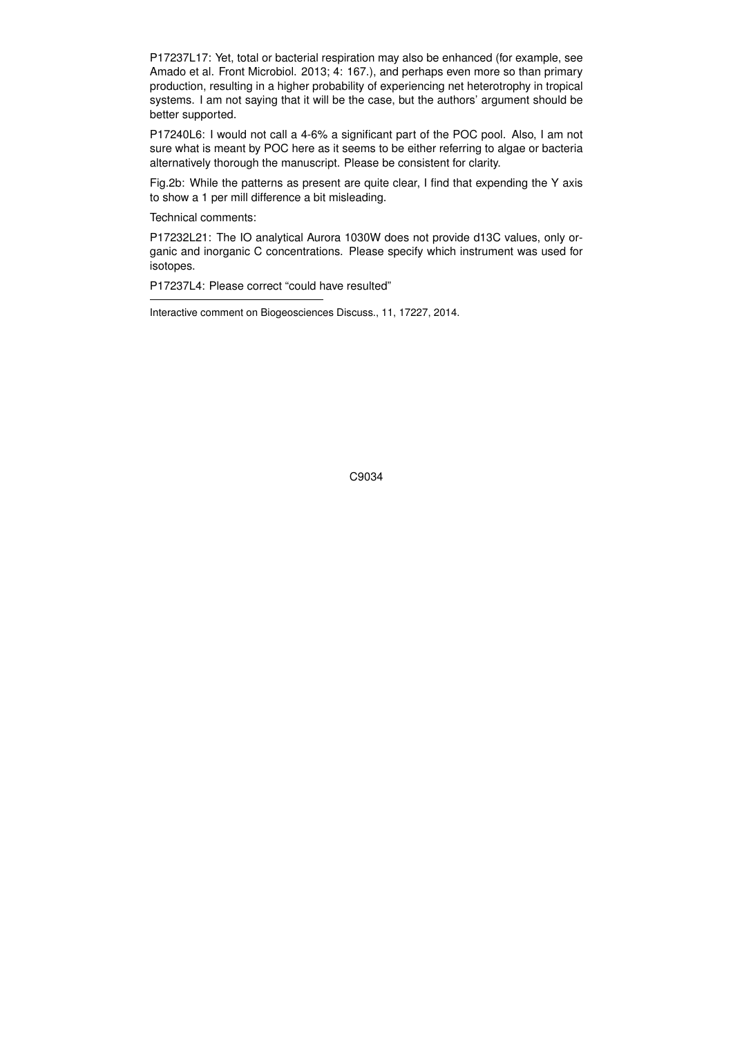P17237L17: Yet, total or bacterial respiration may also be enhanced (for example, see Amado et al. Front Microbiol. 2013; 4: 167.), and perhaps even more so than primary production, resulting in a higher probability of experiencing net heterotrophy in tropical systems. I am not saying that it will be the case, but the authors' argument should be better supported.

P17240L6: I would not call a 4-6% a significant part of the POC pool. Also, I am not sure what is meant by POC here as it seems to be either referring to algae or bacteria alternatively thorough the manuscript. Please be consistent for clarity.

Fig.2b: While the patterns as present are quite clear, I find that expending the Y axis to show a 1 per mill difference a bit misleading.

Technical comments:

P17232L21: The IO analytical Aurora 1030W does not provide d13C values, only organic and inorganic C concentrations. Please specify which instrument was used for isotopes.

P17237L4: Please correct "could have resulted"

---

Interactive comment on Biogeosciences Discuss., 11, 17227, 2014.